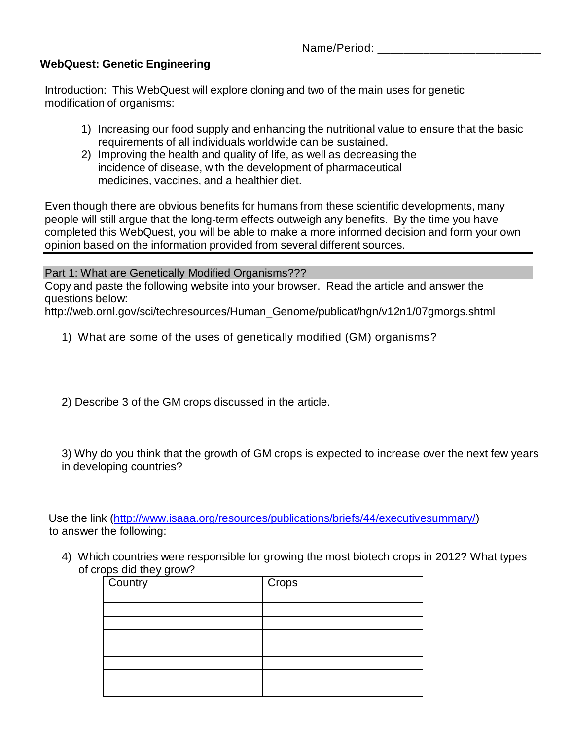Name/Period: ___________________________

## WebQuest: Genetic Engineering

Introduction: This WebQuest will explore cloning and two of the main uses for genetic modification of organisms:

1) Increasing our food supply and enhancing the nutritional value to ensure that the basic requirements of all individuals worldwide can be sustained.
2) Improving the health and quality of life, as well as decreasing the incidence of disease, with the development of pharmaceutical medicines, vaccines, and a healthier diet.

Even though there are obvious benefits for humans from these scientific developments, many people will still argue that the long-term effects outweigh any benefits. By the time you have completed this WebQuest, you will be able to make a more informed decision and form your own opinion based on the information provided from several different sources.

---

### Part 1: What are Genetically Modified Organisms???

Copy and paste the following website into your browser. Read the article and answer the questions below:
http://web.ornl.gov/sci/techresources/Human_Genome/publicat/hgn/v12n1/07gmorgs.shtml

1) What are some of the uses of genetically modified (GM) organisms?

2) Describe 3 of the GM crops discussed in the article.

3) Why do you think that the growth of GM crops is expected to increase over the next few years in developing countries?

Use the link (http://www.isaaa.org/resources/publications/briefs/44/executivesummary/) to answer the following:

4) Which countries were responsible for growing the most biotech crops in 2012? What types of crops did they grow?

| Country | Crops |
|---|---|
| | |
| | |
| | |
| | |
| | |
| | |
| | |
| | |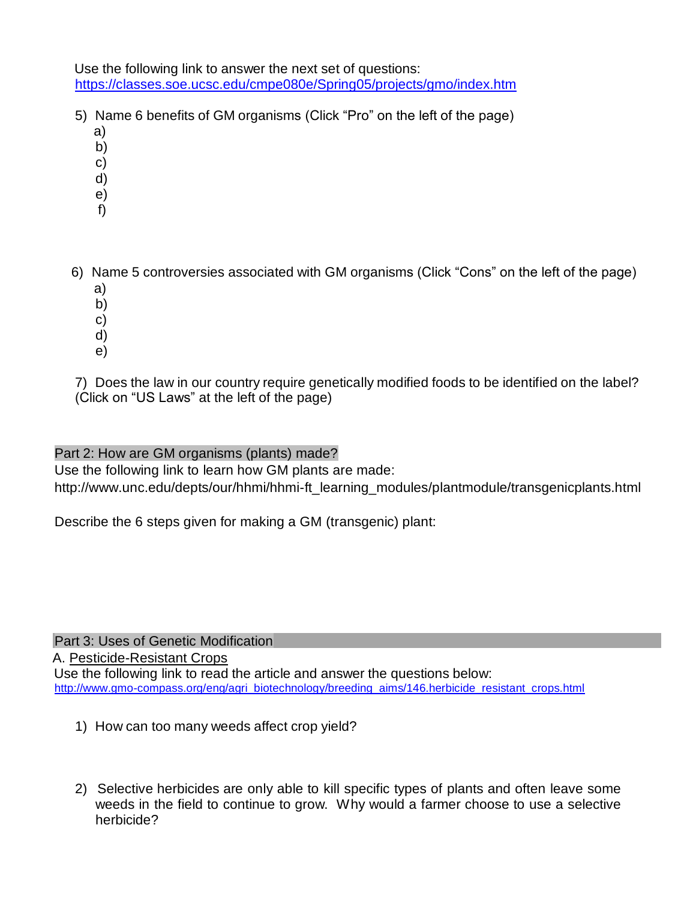Use the following link to answer the next set of questions: https://classes.soe.ucsc.edu/cmpe080e/Spring05/projects/gmo/index.htm

5) Name 6 benefits of GM organisms (Click "Pro" on the left of the page)
   a)
   b)
   c)
   d)
   e)
   f)

6) Name 5 controversies associated with GM organisms (Click "Cons" on the left of the page)
   a)
   b)
   c)
   d)
   e)

7) Does the law in our country require genetically modified foods to be identified on the label? (Click on "US Laws" at the left of the page)

## Part 2: How are GM organisms (plants) made?

Use the following link to learn how GM plants are made:
http://www.unc.edu/depts/our/hhmi/hhmi-ft_learning_modules/plantmodule/transgenicplants.html

Describe the 6 steps given for making a GM (transgenic) plant:

## Part 3: Uses of Genetic Modification

A. Pesticide-Resistant Crops

Use the following link to read the article and answer the questions below:
http://www.gmo-compass.org/eng/agri_biotechnology/breeding_aims/146.herbicide_resistant_crops.html

1) How can too many weeds affect crop yield?

2) Selective herbicides are only able to kill specific types of plants and often leave some weeds in the field to continue to grow. Why would a farmer choose to use a selective herbicide?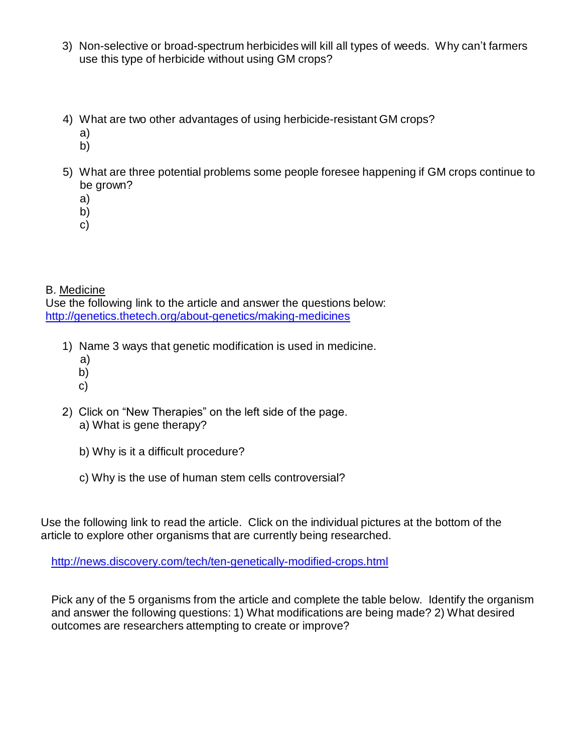3) Non-selective or broad-spectrum herbicides will kill all types of weeds. Why can't farmers use this type of herbicide without using GM crops?

4) What are two other advantages of using herbicide-resistant GM crops?
   a)
   b)

5) What are three potential problems some people foresee happening if GM crops continue to be grown?
   a)
   b)
   c)

B. Medicine

Use the following link to the article and answer the questions below:
[http://genetics.thetech.org/about-genetics/making-medicines](http://genetics.thetech.org/about-genetics/making-medicines)

1) Name 3 ways that genetic modification is used in medicine.
   a)
   b)
   c)

2) Click on "New Therapies" on the left side of the page.
   a) What is gene therapy?

   b) Why is it a difficult procedure?

   c) Why is the use of human stem cells controversial?

Use the following link to read the article. Click on the individual pictures at the bottom of the article to explore other organisms that are currently being researched.

[http://news.discovery.com/tech/ten-genetically-modified-crops.html](http://news.discovery.com/tech/ten-genetically-modified-crops.html)

Pick any of the 5 organisms from the article and complete the table below. Identify the organism and answer the following questions: 1) What modifications are being made? 2) What desired outcomes are researchers attempting to create or improve?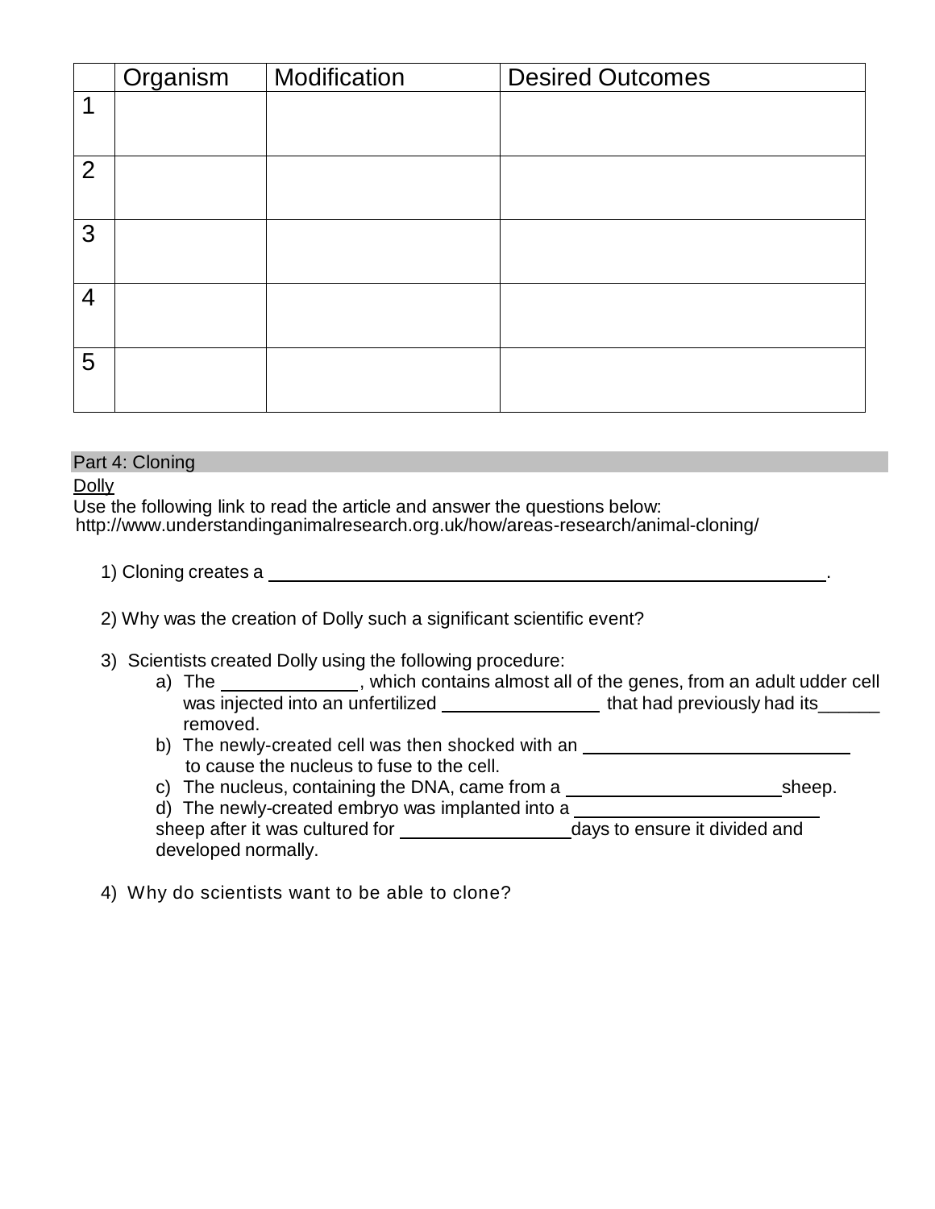| | Organism | Modification | Desired Outcomes |
|---|---|---|---|
| 1 | | | |
| 2 | | | |
| 3 | | | |
| 4 | | | |
| 5 | | | |

## Part 4: Cloning

Dolly

Use the following link to read the article and answer the questions below:
http://www.understandinganimalresearch.org.uk/how/areas-research/animal-cloning/

1) Cloning creates a ____________________________________________.

2) Why was the creation of Dolly such a significant scientific event?

3) Scientists created Dolly using the following procedure:
   a) The __________, which contains almost all of the genes, from an adult udder cell was injected into an unfertilized ____________ that had previously had its______ removed.
   b) The newly-created cell was then shocked with an ____________________ to cause the nucleus to fuse to the cell.
   c) The nucleus, containing the DNA, came from a ________________sheep.
   d) The newly-created embryo was implanted into a __________________ sheep after it was cultured for _____________days to ensure it divided and developed normally.

4) Why do scientists want to be able to clone?